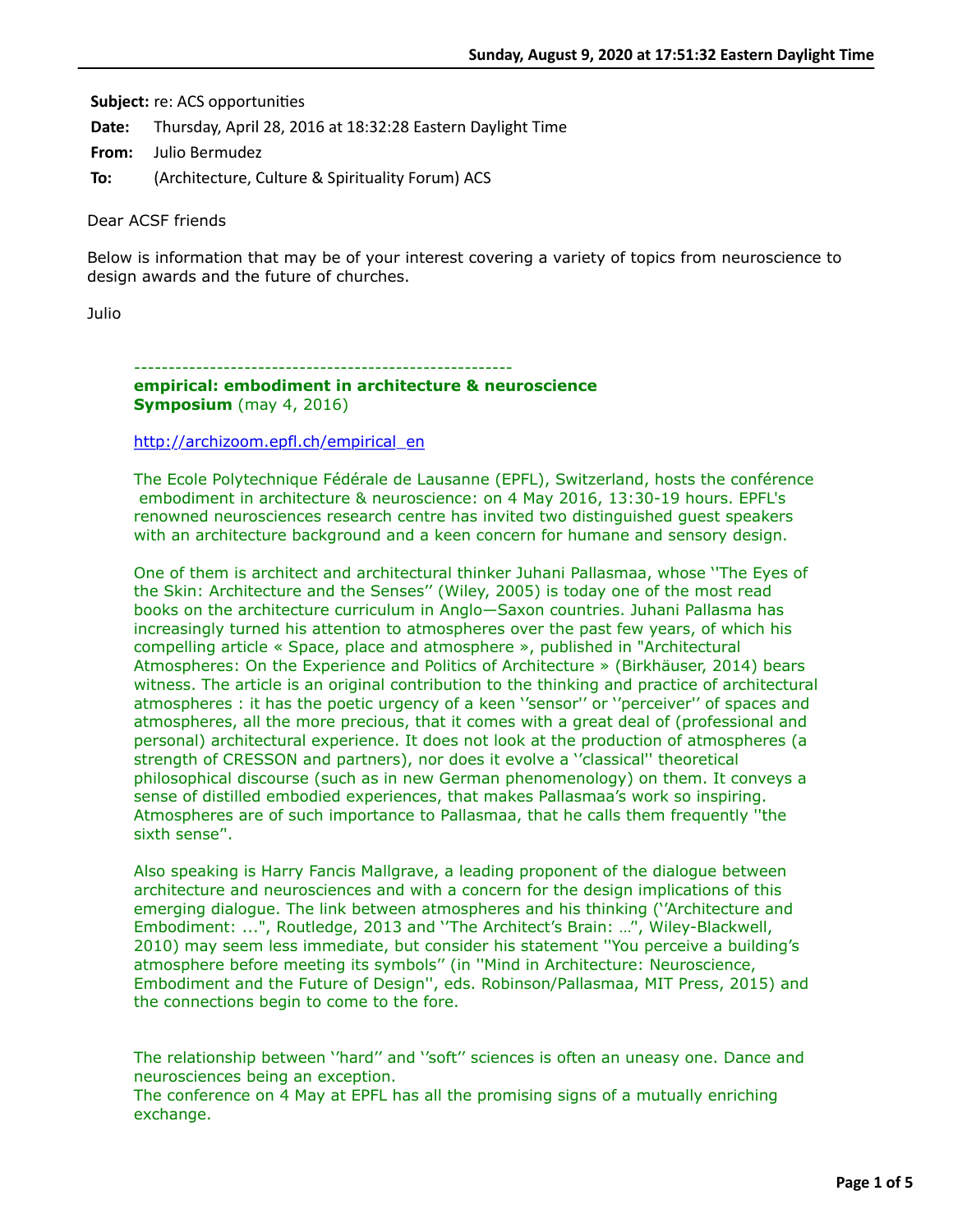**Subject:** re: ACS opportunities

**Date:** Thursday, April 28, 2016 at 18:32:28 Eastern Daylight Time

**From:** Julio Bermudez

**To:** (Architecture, Culture & Spirituality Forum) ACS

Dear ACSF friends

Below is information that may be of your interest covering a variety of topics from neuroscience to design awards and the future of churches.

Julio

------------------------------------------------------

**empirical: embodiment in architecture & neuroscience Symposium** (may 4, 2016)

http://archizoom.epfl.ch/empirical_en

The Ecole Polytechnique Fédérale de Lausanne (EPFL), Switzerland, hosts the conférence embodiment in architecture & neuroscience: on 4 May 2016, 13:30-19 hours. EPFL's renowned neurosciences research centre has invited two distinguished guest speakers with an architecture background and a keen concern for humane and sensory design.

One of them is architect and architectural thinker Juhani Pallasmaa, whose ''The Eyes of the Skin: Architecture and the Senses'' (Wiley, 2005) is today one of the most read books on the architecture curriculum in Anglo—Saxon countries. Juhani Pallasma has increasingly turned his attention to atmospheres over the past few years, of which his compelling article « Space, place and atmosphere », published in "Architectural Atmospheres: On the Experience and Politics of Architecture » (Birkhäuser, 2014) bears witness. The article is an original contribution to the thinking and practice of architectural atmospheres : it has the poetic urgency of a keen ''sensor'' or ''perceiver'' of spaces and atmospheres, all the more precious, that it comes with a great deal of (professional and personal) architectural experience. It does not look at the production of atmospheres (a strength of CRESSON and partners), nor does it evolve a ''classical'' theoretical philosophical discourse (such as in new German phenomenology) on them. It conveys a sense of distilled embodied experiences, that makes Pallasmaa's work so inspiring. Atmospheres are of such importance to Pallasmaa, that he calls them frequently ''the sixth sense''.

Also speaking is Harry Fancis Mallgrave, a leading proponent of the dialogue between architecture and neurosciences and with a concern for the design implications of this emerging dialogue. The link between atmospheres and his thinking (''Architecture and Embodiment: ...", Routledge, 2013 and ''The Architect's Brain: …", Wiley-Blackwell, 2010) may seem less immediate, but consider his statement ''You perceive a building's atmosphere before meeting its symbols'' (in ''Mind in Architecture: Neuroscience, Embodiment and the Future of Design'', eds. Robinson/Pallasmaa, MIT Press, 2015) and the connections begin to come to the fore.

The relationship between ''hard'' and ''soft'' sciences is often an uneasy one. Dance and neurosciences being an exception.
The conference on 4 May at EPFL has all the promising signs of a mutually enriching exchange.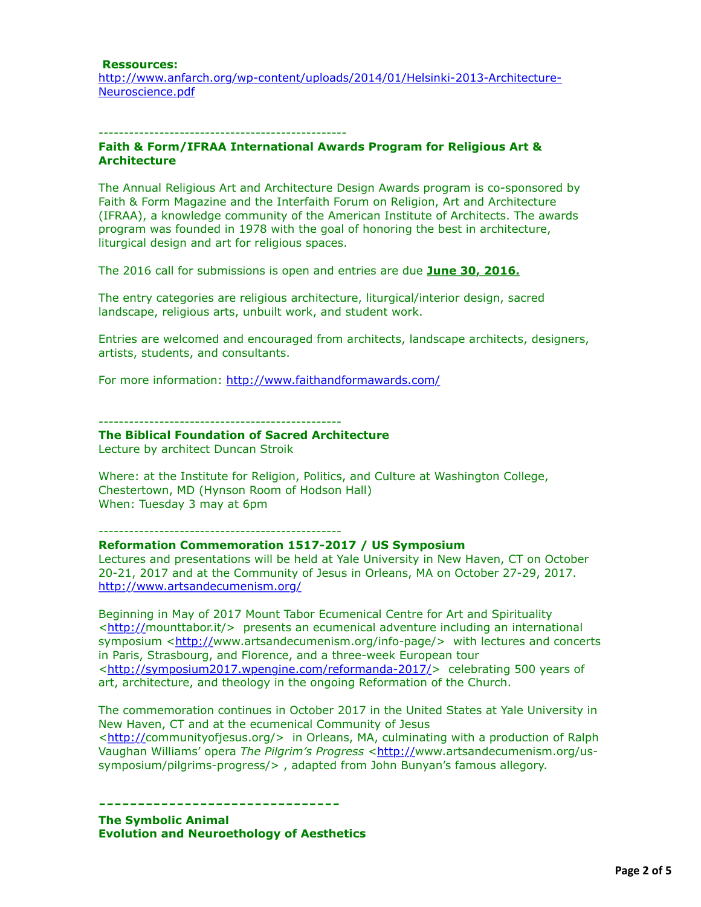**Ressources:**
http://www.anfarch.org/wp-content/uploads/2014/01/Helsinki-2013-Architecture-Neuroscience.pdf

-------------------------------------------------

**Faith & Form/IFRAA International Awards Program for Religious Art & Architecture**

The Annual Religious Art and Architecture Design Awards program is co-sponsored by Faith & Form Magazine and the Interfaith Forum on Religion, Art and Architecture (IFRAA), a knowledge community of the American Institute of Architects. The awards program was founded in 1978 with the goal of honoring the best in architecture, liturgical design and art for religious spaces.

The 2016 call for submissions is open and entries are due **June 30, 2016.**

The entry categories are religious architecture, liturgical/interior design, sacred landscape, religious arts, unbuilt work, and student work.

Entries are welcomed and encouraged from architects, landscape architects, designers, artists, students, and consultants.

For more information: http://www.faithandformawards.com/

-----------------------------------------------

**The Biblical Foundation of Sacred Architecture**
Lecture by architect Duncan Stroik

Where: at the Institute for Religion, Politics, and Culture at Washington College, Chestertown, MD (Hynson Room of Hodson Hall)
When: Tuesday 3 may at 6pm

-----------------------------------------------

**Reformation Commemoration 1517-2017 / US Symposium**
Lectures and presentations will be held at Yale University in New Haven, CT on October 20-21, 2017 and at the Community of Jesus in Orleans, MA on October 27-29, 2017.
http://www.artsandecumenism.org/

Beginning in May of 2017 Mount Tabor Ecumenical Centre for Art and Spirituality <http://mounttabor.it/> presents an ecumenical adventure including an international symposium <http://www.artsandecumenism.org/info-page/> with lectures and concerts in Paris, Strasbourg, and Florence, and a three-week European tour <http://symposium2017.wpengine.com/reformanda-2017/> celebrating 500 years of art, architecture, and theology in the ongoing Reformation of the Church.

The commemoration continues in October 2017 in the United States at Yale University in New Haven, CT and at the ecumenical Community of Jesus <http://communityofjesus.org/> in Orleans, MA, culminating with a production of Ralph Vaughan Williams' opera *The Pilgrim's Progress* <http://www.artsandecumenism.org/us-symposium/pilgrims-progress/> , adapted from John Bunyan's famous allegory.

**------------------------------**

**The Symbolic Animal**
**Evolution and Neuroethology of Aesthetics**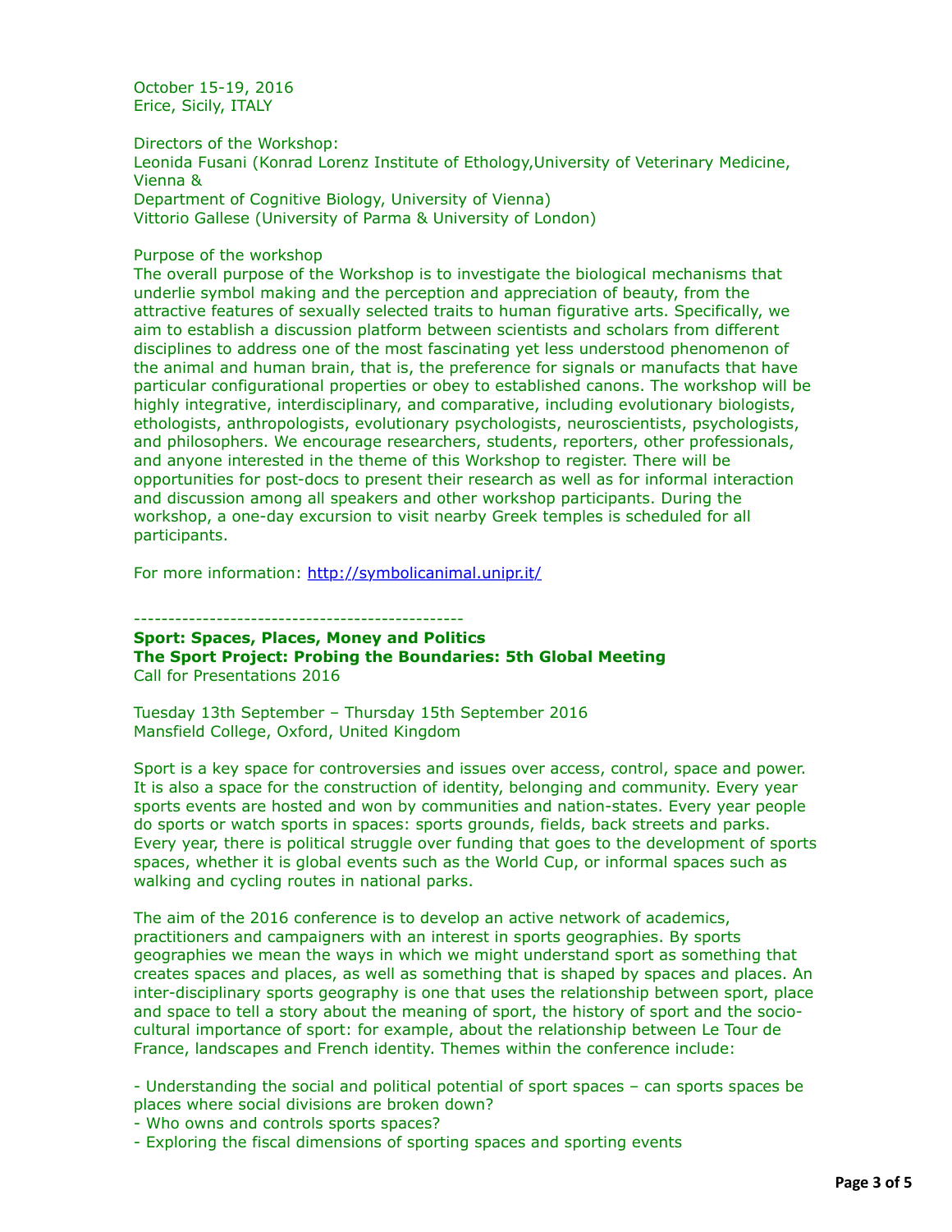October 15-19, 2016
Erice, Sicily, ITALY

Directors of the Workshop:
Leonida Fusani (Konrad Lorenz Institute of Ethology,University of Veterinary Medicine, Vienna &
Department of Cognitive Biology, University of Vienna)
Vittorio Gallese (University of Parma & University of London)

Purpose of the workshop
The overall purpose of the Workshop is to investigate the biological mechanisms that underlie symbol making and the perception and appreciation of beauty, from the attractive features of sexually selected traits to human figurative arts. Specifically, we aim to establish a discussion platform between scientists and scholars from different disciplines to address one of the most fascinating yet less understood phenomenon of the animal and human brain, that is, the preference for signals or manufacts that have particular configurational properties or obey to established canons. The workshop will be highly integrative, interdisciplinary, and comparative, including evolutionary biologists, ethologists, anthropologists, evolutionary psychologists, neuroscientists, psychologists, and philosophers. We encourage researchers, students, reporters, other professionals, and anyone interested in the theme of this Workshop to register. There will be opportunities for post-docs to present their research as well as for informal interaction and discussion among all speakers and other workshop participants. During the workshop, a one-day excursion to visit nearby Greek temples is scheduled for all participants.

For more information: http://symbolicanimal.unipr.it/

------------------------------------------------

**Sport: Spaces, Places, Money and Politics**
**The Sport Project: Probing the Boundaries: 5th Global Meeting**
Call for Presentations 2016

Tuesday 13th September – Thursday 15th September 2016
Mansfield College, Oxford, United Kingdom

Sport is a key space for controversies and issues over access, control, space and power. It is also a space for the construction of identity, belonging and community. Every year sports events are hosted and won by communities and nation-states. Every year people do sports or watch sports in spaces: sports grounds, fields, back streets and parks. Every year, there is political struggle over funding that goes to the development of sports spaces, whether it is global events such as the World Cup, or informal spaces such as walking and cycling routes in national parks.

The aim of the 2016 conference is to develop an active network of academics, practitioners and campaigners with an interest in sports geographies. By sports geographies we mean the ways in which we might understand sport as something that creates spaces and places, as well as something that is shaped by spaces and places. An inter-disciplinary sports geography is one that uses the relationship between sport, place and space to tell a story about the meaning of sport, the history of sport and the socio-cultural importance of sport: for example, about the relationship between Le Tour de France, landscapes and French identity. Themes within the conference include:

- Understanding the social and political potential of sport spaces – can sports spaces be places where social divisions are broken down?
- Who owns and controls sports spaces?
- Exploring the fiscal dimensions of sporting spaces and sporting events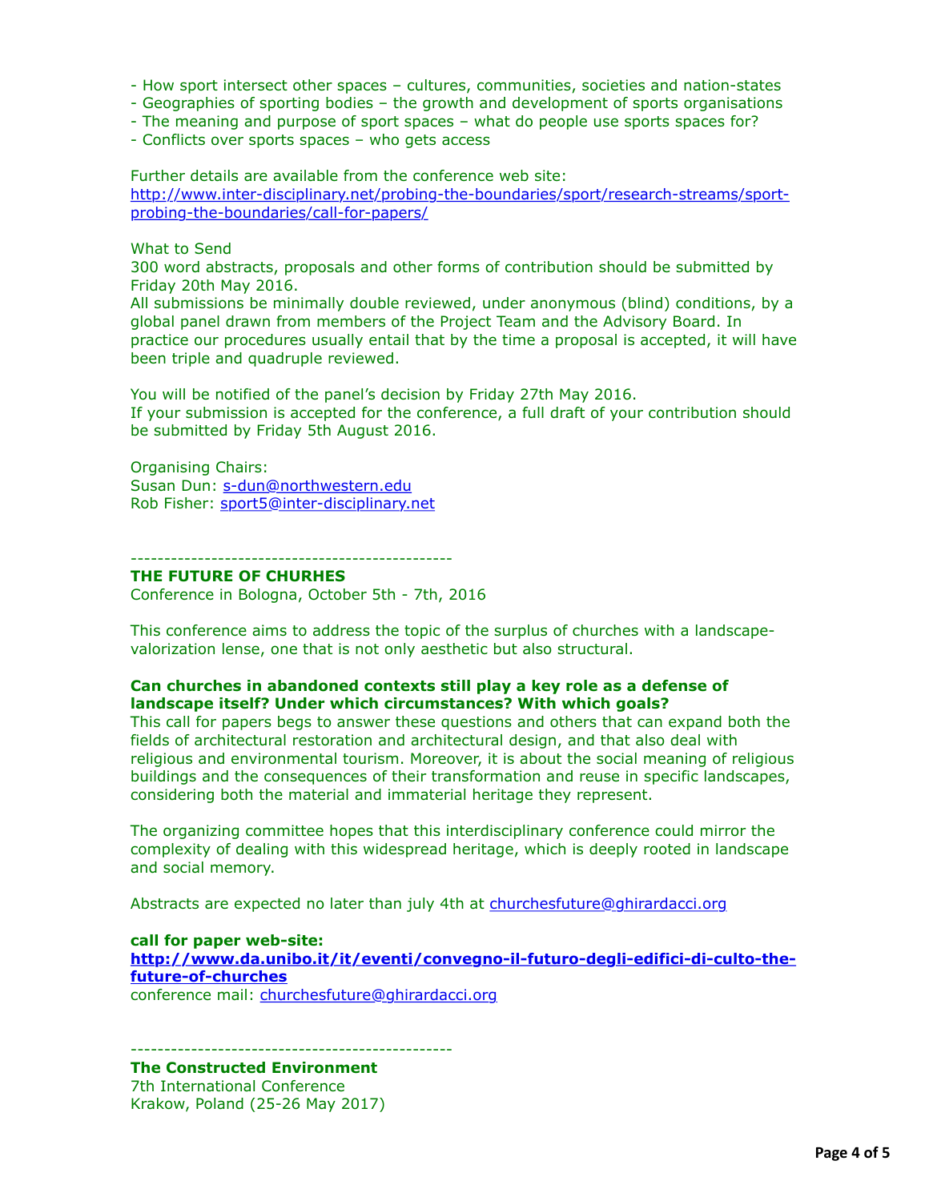- How sport intersect other spaces – cultures, communities, societies and nation-states
- Geographies of sporting bodies – the growth and development of sports organisations
- The meaning and purpose of sport spaces – what do people use sports spaces for?
- Conflicts over sports spaces – who gets access

Further details are available from the conference web site:
[http://www.inter-disciplinary.net/probing-the-boundaries/sport/research-streams/sport-probing-the-boundaries/call-for-papers/](http://www.inter-disciplinary.net/probing-the-boundaries/sport/research-streams/sport-probing-the-boundaries/call-for-papers/)

What to Send
300 word abstracts, proposals and other forms of contribution should be submitted by Friday 20th May 2016.
All submissions be minimally double reviewed, under anonymous (blind) conditions, by a global panel drawn from members of the Project Team and the Advisory Board. In practice our procedures usually entail that by the time a proposal is accepted, it will have been triple and quadruple reviewed.

You will be notified of the panel's decision by Friday 27th May 2016.
If your submission is accepted for the conference, a full draft of your contribution should be submitted by Friday 5th August 2016.

Organising Chairs:
Susan Dun: [s-dun@northwestern.edu](mailto:s-dun@northwestern.edu)
Rob Fisher: [sport5@inter-disciplinary.net](mailto:sport5@inter-disciplinary.net)

-----------------------------------------------

**THE FUTURE OF CHURHES**
Conference in Bologna, October 5th - 7th, 2016

This conference aims to address the topic of the surplus of churches with a landscape-valorization lense, one that is not only aesthetic but also structural.

**Can churches in abandoned contexts still play a key role as a defense of landscape itself? Under which circumstances? With which goals?**
This call for papers begs to answer these questions and others that can expand both the fields of architectural restoration and architectural design, and that also deal with religious and environmental tourism. Moreover, it is about the social meaning of religious buildings and the consequences of their transformation and reuse in specific landscapes, considering both the material and immaterial heritage they represent.

The organizing committee hopes that this interdisciplinary conference could mirror the complexity of dealing with this widespread heritage, which is deeply rooted in landscape and social memory.

Abstracts are expected no later than july 4th at [churchesfuture@ghirardacci.org](mailto:churchesfuture@ghirardacci.org)

**call for paper web-site:**
**[http://www.da.unibo.it/it/eventi/convegno-il-futuro-degli-edifici-di-culto-the-future-of-churches](http://www.da.unibo.it/it/eventi/convegno-il-futuro-degli-edifici-di-culto-the-future-of-churches)**
conference mail: [churchesfuture@ghirardacci.org](mailto:churchesfuture@ghirardacci.org)

-----------------------------------------------

**The Constructed Environment**
7th International Conference
Krakow, Poland (25-26 May 2017)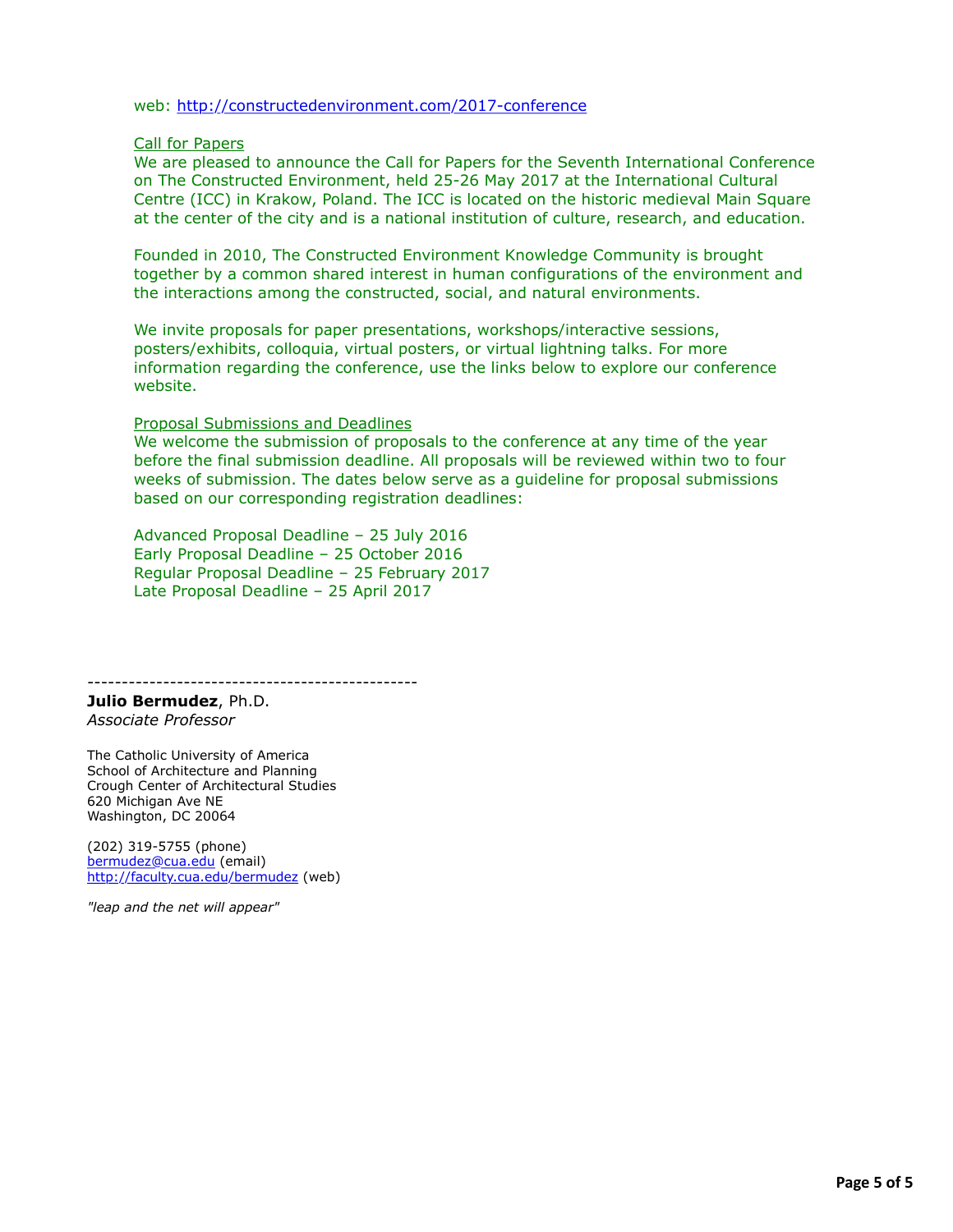web: http://constructedenvironment.com/2017-conference

Call for Papers

We are pleased to announce the Call for Papers for the Seventh International Conference on The Constructed Environment, held 25-26 May 2017 at the International Cultural Centre (ICC) in Krakow, Poland. The ICC is located on the historic medieval Main Square at the center of the city and is a national institution of culture, research, and education.

Founded in 2010, The Constructed Environment Knowledge Community is brought together by a common shared interest in human configurations of the environment and the interactions among the constructed, social, and natural environments.

We invite proposals for paper presentations, workshops/interactive sessions, posters/exhibits, colloquia, virtual posters, or virtual lightning talks. For more information regarding the conference, use the links below to explore our conference website.

Proposal Submissions and Deadlines

We welcome the submission of proposals to the conference at any time of the year before the final submission deadline. All proposals will be reviewed within two to four weeks of submission. The dates below serve as a guideline for proposal submissions based on our corresponding registration deadlines:

Advanced Proposal Deadline – 25 July 2016
Early Proposal Deadline – 25 October 2016
Regular Proposal Deadline – 25 February 2017
Late Proposal Deadline – 25 April 2017

------------------------------------------------

**Julio Bermudez**, Ph.D.
*Associate Professor*

The Catholic University of America
School of Architecture and Planning
Crough Center of Architectural Studies
620 Michigan Ave NE
Washington, DC 20064

(202) 319-5755 (phone)
bermudez@cua.edu (email)
http://faculty.cua.edu/bermudez (web)

*"leap and the net will appear"*